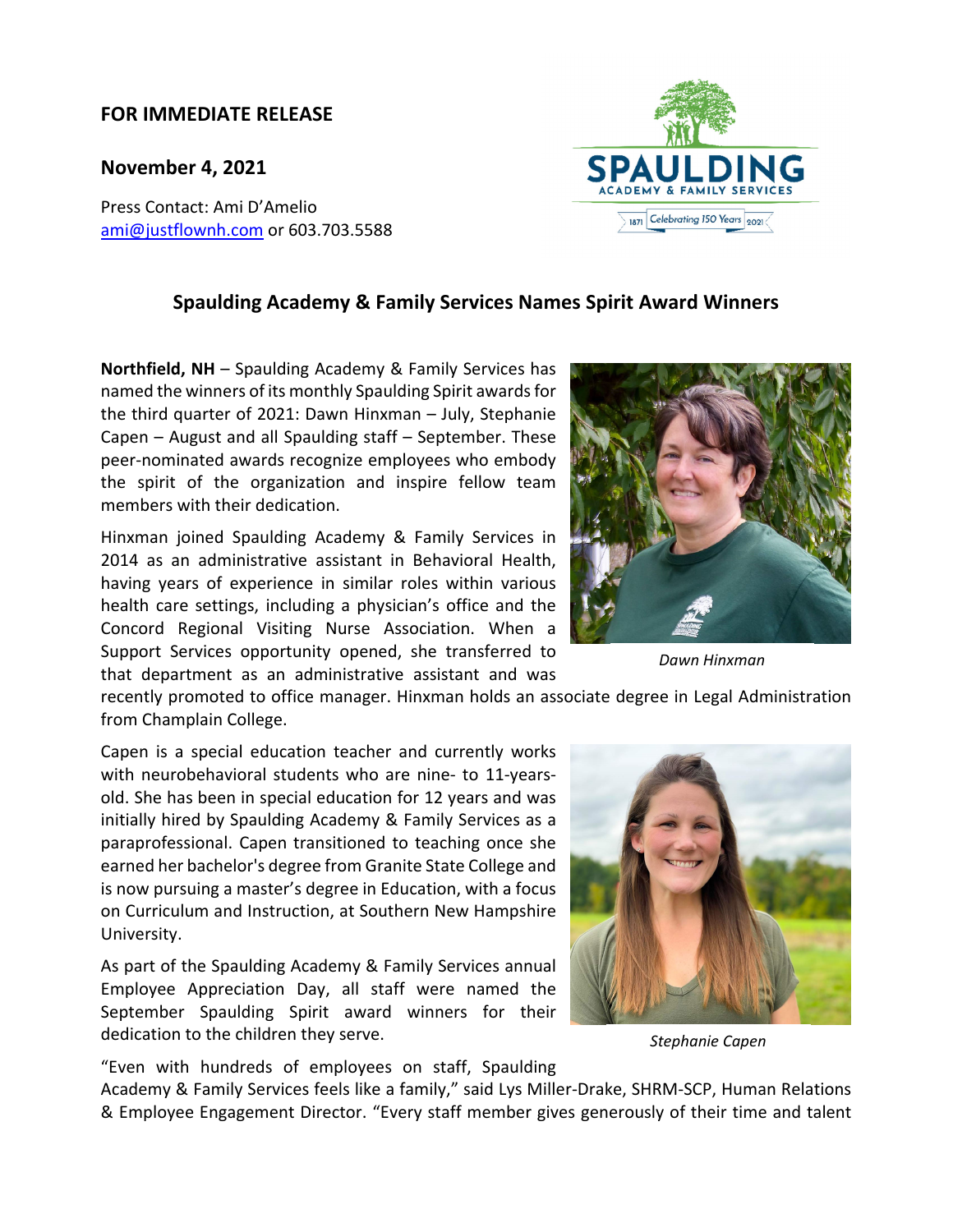**FOR IMMEDIATE RELEASE**

**November 4, 2021**

Press Contact: Ami D'Amelio
ami@justflownh.com or 603.703.5588

## Spaulding Academy & Family Services Names Spirit Award Winners

**Northfield, NH** – Spaulding Academy & Family Services has named the winners of its monthly Spaulding Spirit awards for the third quarter of 2021: Dawn Hinxman – July, Stephanie Capen – August and all Spaulding staff – September. These peer-nominated awards recognize employees who embody the spirit of the organization and inspire fellow team members with their dedication.

Hinxman joined Spaulding Academy & Family Services in 2014 as an administrative assistant in Behavioral Health, having years of experience in similar roles within various health care settings, including a physician's office and the Concord Regional Visiting Nurse Association. When a Support Services opportunity opened, she transferred to that department as an administrative assistant and was recently promoted to office manager. Hinxman holds an associate degree in Legal Administration from Champlain College.

*Dawn Hinxman*

Capen is a special education teacher and currently works with neurobehavioral students who are nine- to 11-years-old. She has been in special education for 12 years and was initially hired by Spaulding Academy & Family Services as a paraprofessional. Capen transitioned to teaching once she earned her bachelor's degree from Granite State College and is now pursuing a master's degree in Education, with a focus on Curriculum and Instruction, at Southern New Hampshire University.

As part of the Spaulding Academy & Family Services annual Employee Appreciation Day, all staff were named the September Spaulding Spirit award winners for their dedication to the children they serve.

*Stephanie Capen*

"Even with hundreds of employees on staff, Spaulding Academy & Family Services feels like a family," said Lys Miller-Drake, SHRM-SCP, Human Relations & Employee Engagement Director. "Every staff member gives generously of their time and talent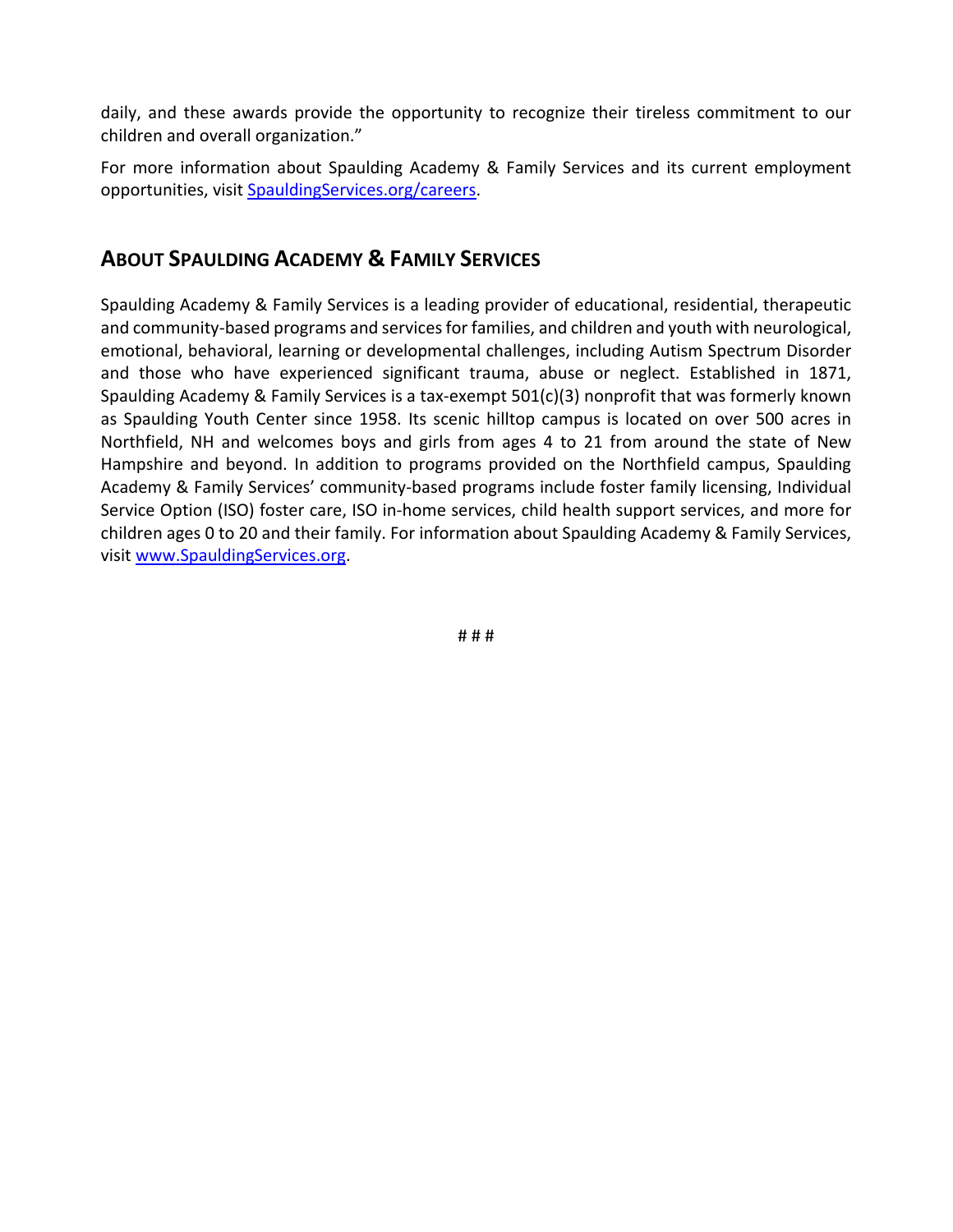daily, and these awards provide the opportunity to recognize their tireless commitment to our children and overall organization."

For more information about Spaulding Academy & Family Services and its current employment opportunities, visit SpauldingServices.org/careers.

## About Spaulding Academy & Family Services

Spaulding Academy & Family Services is a leading provider of educational, residential, therapeutic and community-based programs and services for families, and children and youth with neurological, emotional, behavioral, learning or developmental challenges, including Autism Spectrum Disorder and those who have experienced significant trauma, abuse or neglect. Established in 1871, Spaulding Academy & Family Services is a tax-exempt 501(c)(3) nonprofit that was formerly known as Spaulding Youth Center since 1958. Its scenic hilltop campus is located on over 500 acres in Northfield, NH and welcomes boys and girls from ages 4 to 21 from around the state of New Hampshire and beyond. In addition to programs provided on the Northfield campus, Spaulding Academy & Family Services' community-based programs include foster family licensing, Individual Service Option (ISO) foster care, ISO in-home services, child health support services, and more for children ages 0 to 20 and their family. For information about Spaulding Academy & Family Services, visit www.SpauldingServices.org.

# # #